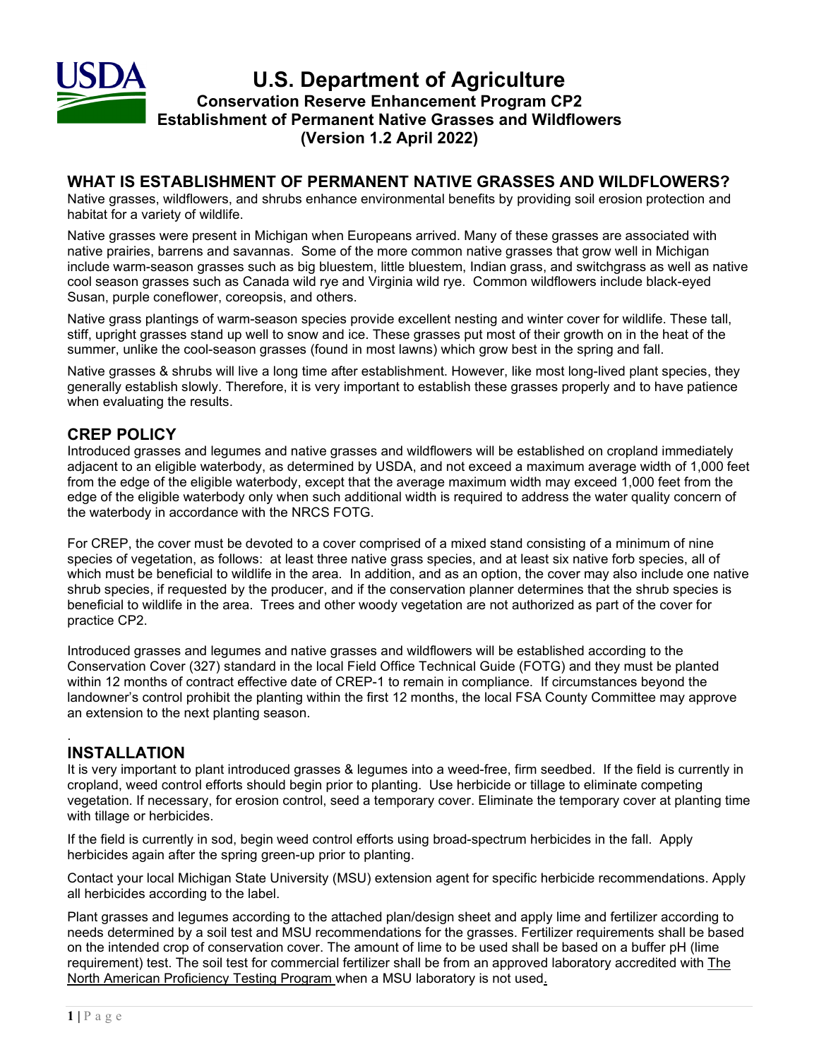# U.S. Department of Agriculture

## Conservation Reserve Enhancement Program CP2
## Establishment of Permanent Native Grasses and Wildflowers
## (Version 1.2 April 2022)

## WHAT IS ESTABLISHMENT OF PERMANENT NATIVE GRASSES AND WILDFLOWERS?

Native grasses, wildflowers, and shrubs enhance environmental benefits by providing soil erosion protection and habitat for a variety of wildlife.

Native grasses were present in Michigan when Europeans arrived. Many of these grasses are associated with native prairies, barrens and savannas. Some of the more common native grasses that grow well in Michigan include warm-season grasses such as big bluestem, little bluestem, Indian grass, and switchgrass as well as native cool season grasses such as Canada wild rye and Virginia wild rye. Common wildflowers include black-eyed Susan, purple coneflower, coreopsis, and others.

Native grass plantings of warm-season species provide excellent nesting and winter cover for wildlife. These tall, stiff, upright grasses stand up well to snow and ice. These grasses put most of their growth on in the heat of the summer, unlike the cool-season grasses (found in most lawns) which grow best in the spring and fall.

Native grasses & shrubs will live a long time after establishment. However, like most long-lived plant species, they generally establish slowly. Therefore, it is very important to establish these grasses properly and to have patience when evaluating the results.

## CREP POLICY

Introduced grasses and legumes and native grasses and wildflowers will be established on cropland immediately adjacent to an eligible waterbody, as determined by USDA, and not exceed a maximum average width of 1,000 feet from the edge of the eligible waterbody, except that the average maximum width may exceed 1,000 feet from the edge of the eligible waterbody only when such additional width is required to address the water quality concern of the waterbody in accordance with the NRCS FOTG.

For CREP, the cover must be devoted to a cover comprised of a mixed stand consisting of a minimum of nine species of vegetation, as follows: at least three native grass species, and at least six native forb species, all of which must be beneficial to wildlife in the area. In addition, and as an option, the cover may also include one native shrub species, if requested by the producer, and if the conservation planner determines that the shrub species is beneficial to wildlife in the area. Trees and other woody vegetation are not authorized as part of the cover for practice CP2.

Introduced grasses and legumes and native grasses and wildflowers will be established according to the Conservation Cover (327) standard in the local Field Office Technical Guide (FOTG) and they must be planted within 12 months of contract effective date of CREP-1 to remain in compliance. If circumstances beyond the landowner's control prohibit the planting within the first 12 months, the local FSA County Committee may approve an extension to the next planting season.

.

## INSTALLATION

It is very important to plant introduced grasses & legumes into a weed-free, firm seedbed. If the field is currently in cropland, weed control efforts should begin prior to planting. Use herbicide or tillage to eliminate competing vegetation. If necessary, for erosion control, seed a temporary cover. Eliminate the temporary cover at planting time with tillage or herbicides.

If the field is currently in sod, begin weed control efforts using broad-spectrum herbicides in the fall. Apply herbicides again after the spring green-up prior to planting.

Contact your local Michigan State University (MSU) extension agent for specific herbicide recommendations. Apply all herbicides according to the label.

Plant grasses and legumes according to the attached plan/design sheet and apply lime and fertilizer according to needs determined by a soil test and MSU recommendations for the grasses. Fertilizer requirements shall be based on the intended crop of conservation cover. The amount of lime to be used shall be based on a buffer pH (lime requirement) test. The soil test for commercial fertilizer shall be from an approved laboratory accredited with The North American Proficiency Testing Program when a MSU laboratory is not used.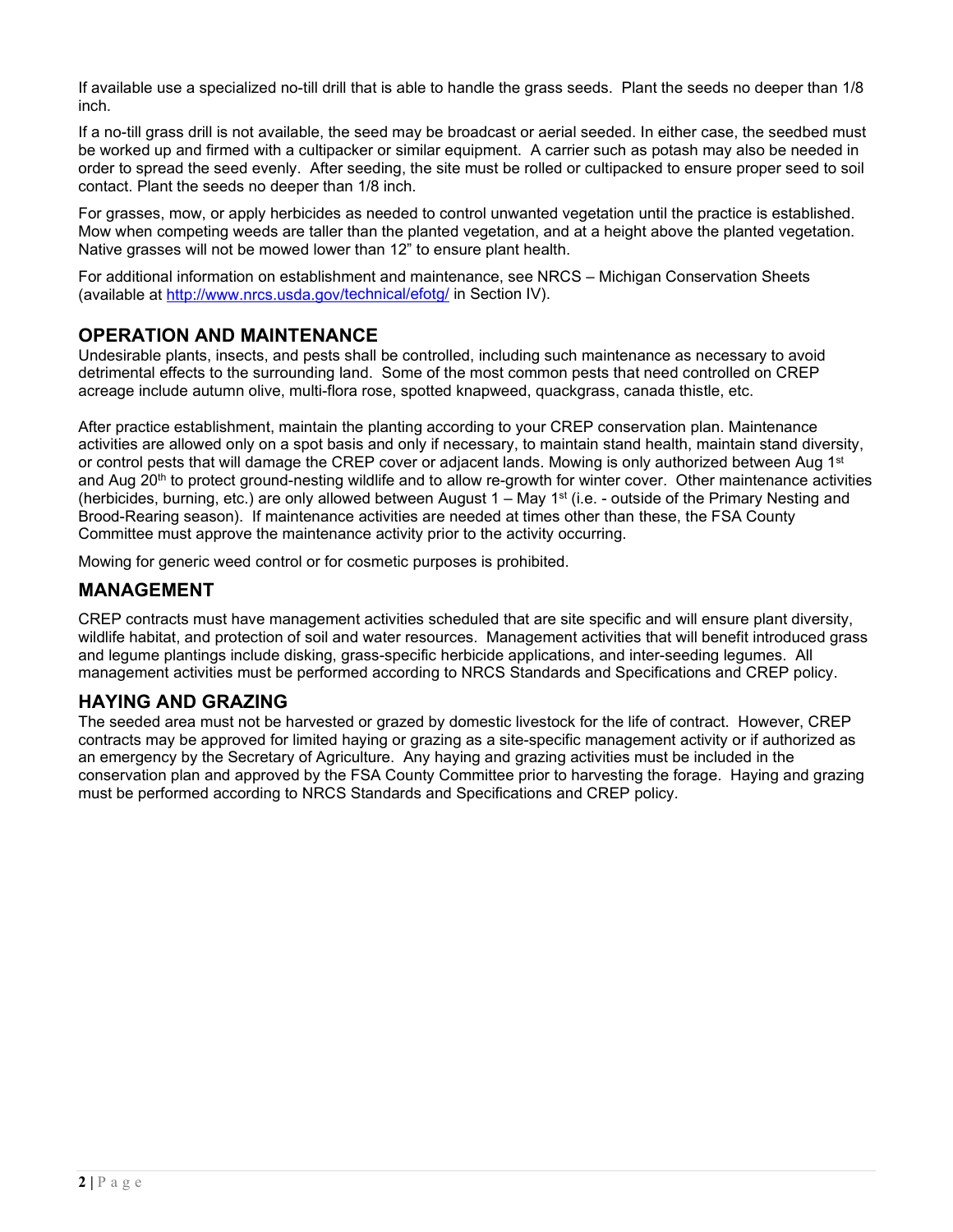If available use a specialized no-till drill that is able to handle the grass seeds. Plant the seeds no deeper than 1/8 inch.

If a no-till grass drill is not available, the seed may be broadcast or aerial seeded. In either case, the seedbed must be worked up and firmed with a cultipacker or similar equipment. A carrier such as potash may also be needed in order to spread the seed evenly. After seeding, the site must be rolled or cultipacked to ensure proper seed to soil contact. Plant the seeds no deeper than 1/8 inch.

For grasses, mow, or apply herbicides as needed to control unwanted vegetation until the practice is established. Mow when competing weeds are taller than the planted vegetation, and at a height above the planted vegetation. Native grasses will not be mowed lower than 12" to ensure plant health.

For additional information on establishment and maintenance, see NRCS – Michigan Conservation Sheets (available at [http://www.nrcs.usda.gov/technical/efotg/](http://www.nrcs.usda.gov/technical/efotg/) in Section IV).

## OPERATION AND MAINTENANCE

Undesirable plants, insects, and pests shall be controlled, including such maintenance as necessary to avoid detrimental effects to the surrounding land. Some of the most common pests that need controlled on CREP acreage include autumn olive, multi-flora rose, spotted knapweed, quackgrass, canada thistle, etc.

After practice establishment, maintain the planting according to your CREP conservation plan. Maintenance activities are allowed only on a spot basis and only if necessary, to maintain stand health, maintain stand diversity, or control pests that will damage the CREP cover or adjacent lands. Mowing is only authorized between Aug 1st and Aug 20th to protect ground-nesting wildlife and to allow re-growth for winter cover. Other maintenance activities (herbicides, burning, etc.) are only allowed between August 1 – May 1st (i.e. - outside of the Primary Nesting and Brood-Rearing season). If maintenance activities are needed at times other than these, the FSA County Committee must approve the maintenance activity prior to the activity occurring.

Mowing for generic weed control or for cosmetic purposes is prohibited.

## MANAGEMENT

CREP contracts must have management activities scheduled that are site specific and will ensure plant diversity, wildlife habitat, and protection of soil and water resources. Management activities that will benefit introduced grass and legume plantings include disking, grass-specific herbicide applications, and inter-seeding legumes. All management activities must be performed according to NRCS Standards and Specifications and CREP policy.

## HAYING AND GRAZING

The seeded area must not be harvested or grazed by domestic livestock for the life of contract. However, CREP contracts may be approved for limited haying or grazing as a site-specific management activity or if authorized as an emergency by the Secretary of Agriculture. Any haying and grazing activities must be included in the conservation plan and approved by the FSA County Committee prior to harvesting the forage. Haying and grazing must be performed according to NRCS Standards and Specifications and CREP policy.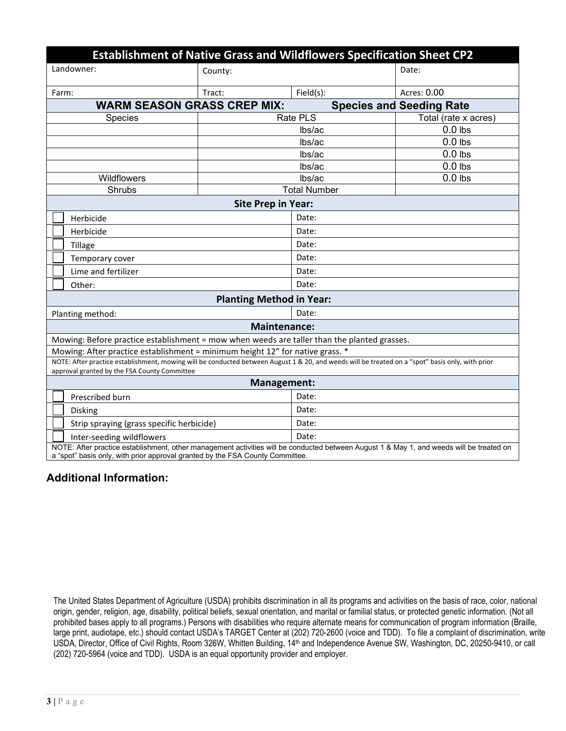| Establishment of Native Grass and Wildflowers Specification Sheet CP2 | | | |
|---|---|---|---|
| Landowner: | County: | | Date: |
| Farm: | Tract: | Field(s): | Acres: 0.00 |
| **WARM SEASON GRASS CREP MIX:** | | **Species and Seeding Rate** | |
| Species | Rate PLS | | Total (rate x acres) |
| | lbs/ac | | 0.0 lbs |
| | lbs/ac | | 0.0 lbs |
| | lbs/ac | | 0.0 lbs |
| | lbs/ac | | 0.0 lbs |
| Wildflowers | lbs/ac | | 0.0 lbs |
| Shrubs | Total Number | | |
| **Site Prep in Year:** | | | |
| ☐ Herbicide | | Date: | |
| ☐ Herbicide | | Date: | |
| ☐ Tillage | | Date: | |
| ☐ Temporary cover | | Date: | |
| ☐ Lime and fertilizer | | Date: | |
| ☐ Other: | | Date: | |
| **Planting Method in Year:** | | | |
| Planting method: | | Date: | |
| **Maintenance:** | | | |
| Mowing: Before practice establishment = mow when weeds are taller than the planted grasses. | | | |
| Mowing: After practice establishment = minimum height 12" for native grass. * | | | |
| NOTE: After practice establishment, mowing will be conducted between August 1 & 20, and weeds will be treated on a "spot" basis only, with prior approval granted by the FSA County Committee | | | |
| **Management:** | | | |
| ☐ Prescribed burn | | Date: | |
| ☐ Disking | | Date: | |
| ☐ Strip spraying (grass specific herbicide) | | Date: | |
| ☐ Inter-seeding wildflowers | | Date: | |
| NOTE: After practice establishment, other management activities will be conducted between August 1 & May 1, and weeds will be treated on a "spot" basis only, with prior approval granted by the FSA County Committee. | | | |

## Additional Information:

The United States Department of Agriculture (USDA) prohibits discrimination in all its programs and activities on the basis of race, color, national origin, gender, religion, age, disability, political beliefs, sexual orientation, and marital or familial status, or protected genetic information. (Not all prohibited bases apply to all programs.) Persons with disabilities who require alternate means for communication of program information (Braille, large print, audiotape, etc.) should contact USDA's TARGET Center at (202) 720-2600 (voice and TDD). To file a complaint of discrimination, write USDA, Director, Office of Civil Rights, Room 326W, Whitten Building, 14th and Independence Avenue SW, Washington, DC, 20250-9410, or call (202) 720-5964 (voice and TDD). USDA is an equal opportunity provider and employer.